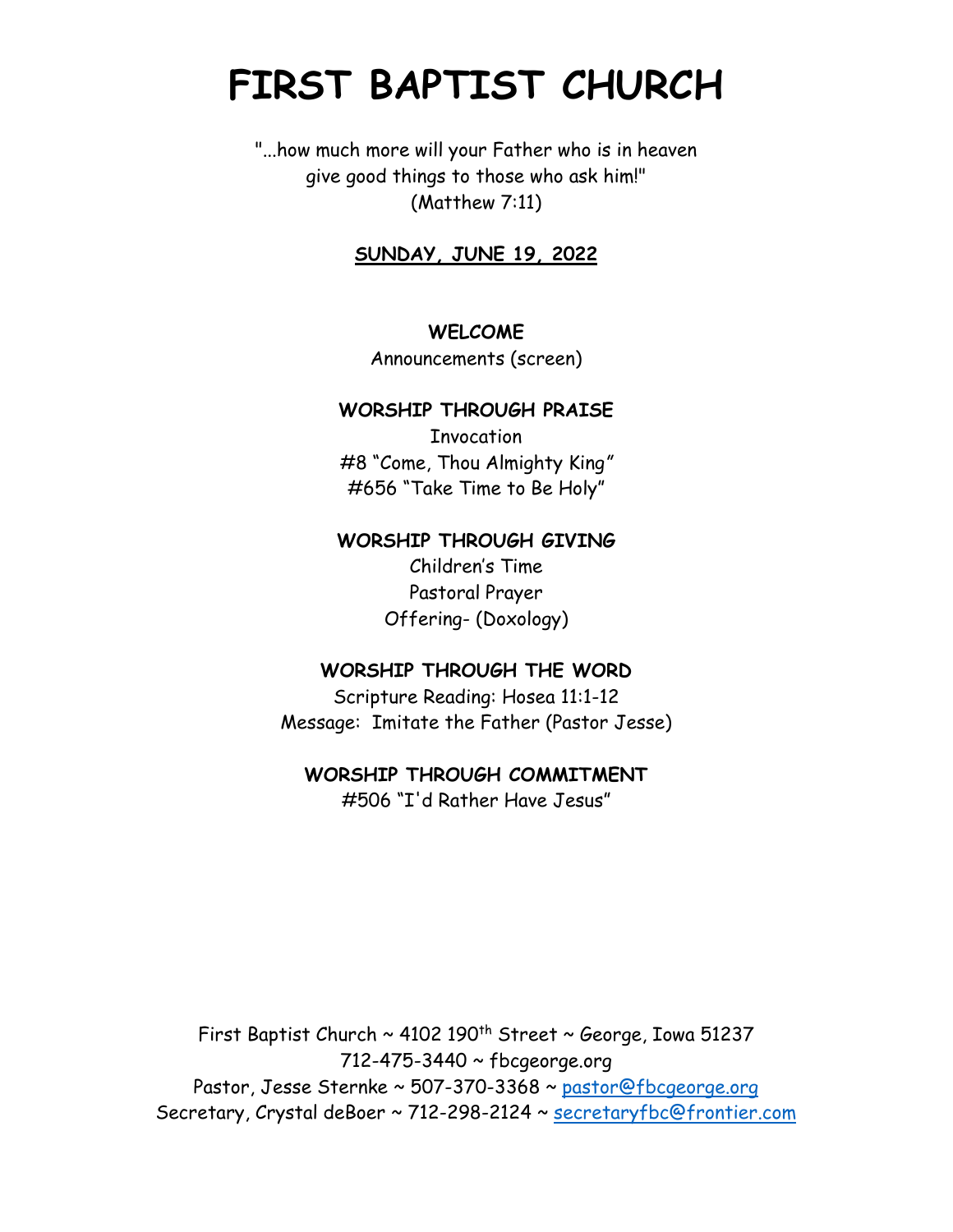# FIRST BAPTIST CHURCH

"...how much more will your Father who is in heaven
give good things to those who ask him!"
(Matthew 7:11)

**SUNDAY, JUNE 19, 2022**

**WELCOME**

Announcements (screen)

**WORSHIP THROUGH PRAISE**

Invocation

#8 "Come, Thou Almighty King"

#656 "Take Time to Be Holy"

**WORSHIP THROUGH GIVING**

Children's Time

Pastoral Prayer

Offering- (Doxology)

**WORSHIP THROUGH THE WORD**

Scripture Reading: Hosea 11:1-12

Message: Imitate the Father (Pastor Jesse)

**WORSHIP THROUGH COMMITMENT**

#506 "I'd Rather Have Jesus"

First Baptist Church ~ 4102 190th Street ~ George, Iowa 51237
712-475-3440 ~ fbcgeorge.org
Pastor, Jesse Sternke ~ 507-370-3368 ~ pastor@fbcgeorge.org
Secretary, Crystal deBoer ~ 712-298-2124 ~ secretaryfbc@frontier.com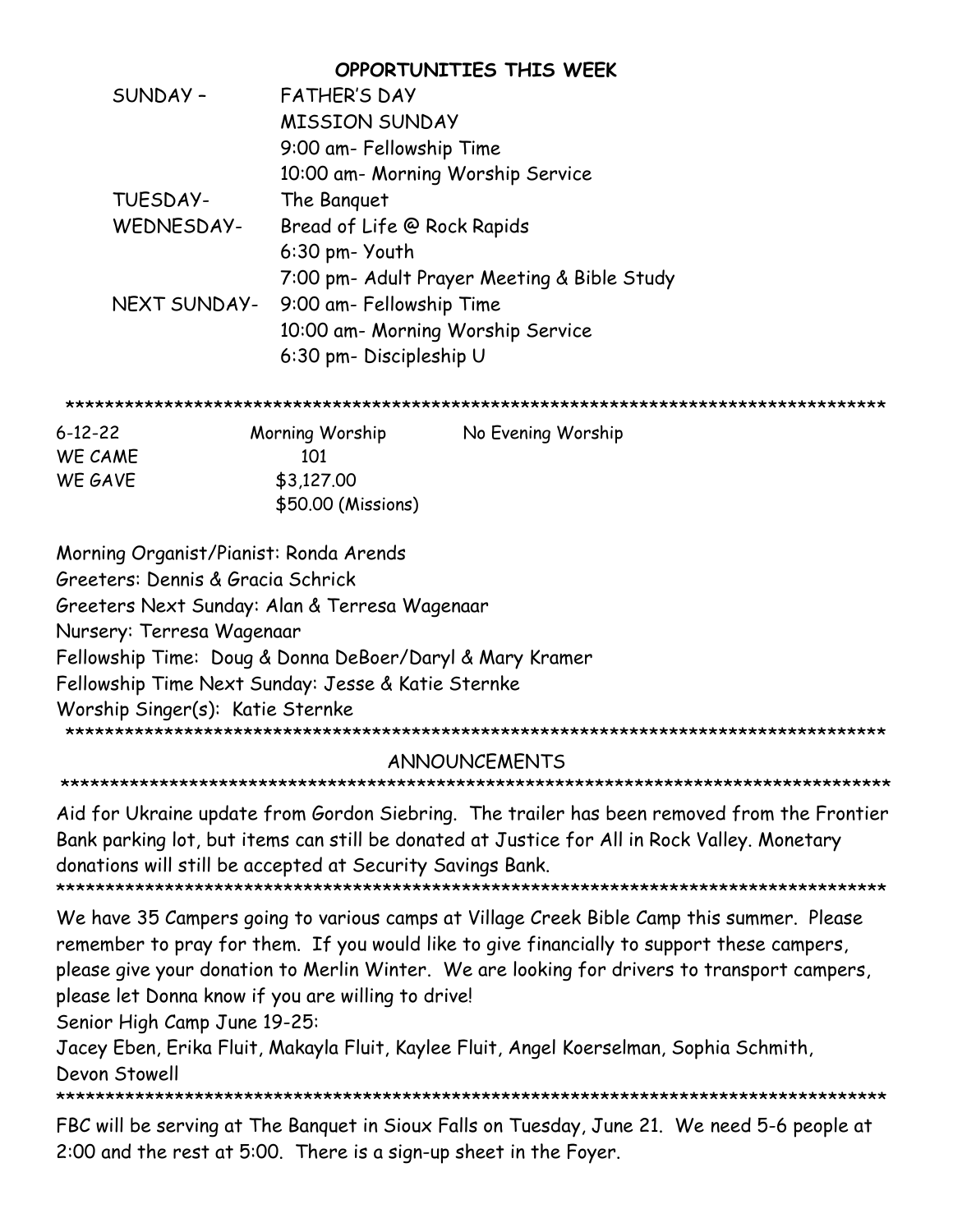## OPPORTUNITIES THIS WEEK

| | |
|---|---|
| SUNDAY – | FATHER'S DAY |
| | MISSION SUNDAY |
| | 9:00 am- Fellowship Time |
| | 10:00 am- Morning Worship Service |
| TUESDAY- | The Banquet |
| WEDNESDAY- | Bread of Life @ Rock Rapids |
| | 6:30 pm- Youth |
| | 7:00 pm- Adult Prayer Meeting & Bible Study |
| NEXT SUNDAY- | 9:00 am- Fellowship Time |
| | 10:00 am- Morning Worship Service |
| | 6:30 pm- Discipleship U |

\*\*\*\*\*\*\*\*\*\*\*\*\*\*\*\*\*\*\*\*\*\*\*\*\*\*\*\*\*\*\*\*\*\*\*\*\*\*\*\*\*\*\*\*\*\*\*\*\*\*\*\*\*\*\*\*\*\*\*\*\*\*\*\*\*\*\*\*\*\*\*\*\*\*\*\*\*\*\*\*\*\*\*\*

| 6-12-22 | Morning Worship | No Evening Worship |
|---|---|---|
| WE CAME | 101 | |
| WE GAVE | $3,127.00 | |
| | $50.00 (Missions) | |

Morning Organist/Pianist: Ronda Arends
Greeters: Dennis & Gracia Schrick
Greeters Next Sunday: Alan & Terresa Wagenaar
Nursery: Terresa Wagenaar
Fellowship Time: Doug & Donna DeBoer/Daryl & Mary Kramer
Fellowship Time Next Sunday: Jesse & Katie Sternke
Worship Singer(s): Katie Sternke

\*\*\*\*\*\*\*\*\*\*\*\*\*\*\*\*\*\*\*\*\*\*\*\*\*\*\*\*\*\*\*\*\*\*\*\*\*\*\*\*\*\*\*\*\*\*\*\*\*\*\*\*\*\*\*\*\*\*\*\*\*\*\*\*\*\*\*\*\*\*\*\*\*\*\*\*\*\*\*\*\*\*\*\*

## ANNOUNCEMENTS

\*\*\*\*\*\*\*\*\*\*\*\*\*\*\*\*\*\*\*\*\*\*\*\*\*\*\*\*\*\*\*\*\*\*\*\*\*\*\*\*\*\*\*\*\*\*\*\*\*\*\*\*\*\*\*\*\*\*\*\*\*\*\*\*\*\*\*\*\*\*\*\*\*\*\*\*\*\*\*\*\*\*\*\*

Aid for Ukraine update from Gordon Siebring. The trailer has been removed from the Frontier Bank parking lot, but items can still be donated at Justice for All in Rock Valley. Monetary donations will still be accepted at Security Savings Bank.

\*\*\*\*\*\*\*\*\*\*\*\*\*\*\*\*\*\*\*\*\*\*\*\*\*\*\*\*\*\*\*\*\*\*\*\*\*\*\*\*\*\*\*\*\*\*\*\*\*\*\*\*\*\*\*\*\*\*\*\*\*\*\*\*\*\*\*\*\*\*\*\*\*\*\*\*\*\*\*\*\*\*\*\*

We have 35 Campers going to various camps at Village Creek Bible Camp this summer. Please remember to pray for them. If you would like to give financially to support these campers, please give your donation to Merlin Winter. We are looking for drivers to transport campers, please let Donna know if you are willing to drive!

Senior High Camp June 19-25:
Jacey Eben, Erika Fluit, Makayla Fluit, Kaylee Fluit, Angel Koerselman, Sophia Schmith, Devon Stowell

\*\*\*\*\*\*\*\*\*\*\*\*\*\*\*\*\*\*\*\*\*\*\*\*\*\*\*\*\*\*\*\*\*\*\*\*\*\*\*\*\*\*\*\*\*\*\*\*\*\*\*\*\*\*\*\*\*\*\*\*\*\*\*\*\*\*\*\*\*\*\*\*\*\*\*\*\*\*\*\*\*\*\*\*

FBC will be serving at The Banquet in Sioux Falls on Tuesday, June 21. We need 5-6 people at 2:00 and the rest at 5:00. There is a sign-up sheet in the Foyer.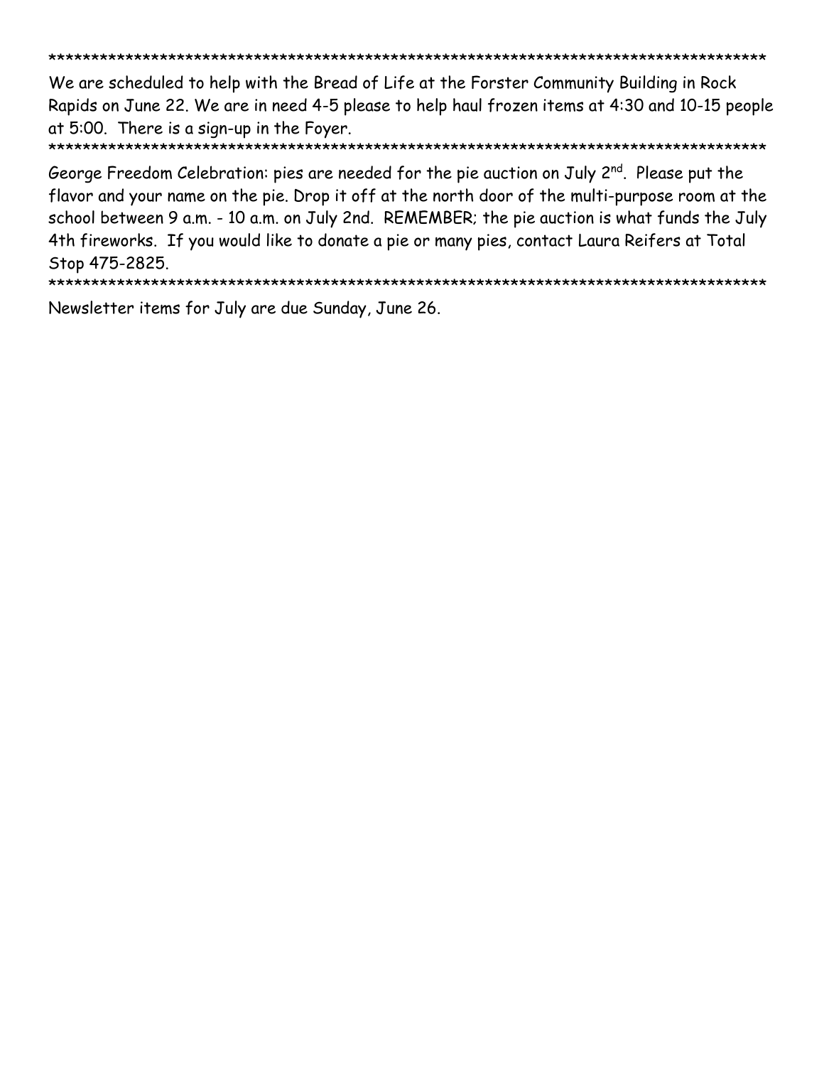************************************************************************************************

We are scheduled to help with the Bread of Life at the Forster Community Building in Rock Rapids on June 22. We are in need 4-5 please to help haul frozen items at 4:30 and 10-15 people at 5:00. There is a sign-up in the Foyer.

************************************************************************************************

George Freedom Celebration: pies are needed for the pie auction on July 2nd. Please put the flavor and your name on the pie. Drop it off at the north door of the multi-purpose room at the school between 9 a.m. - 10 a.m. on July 2nd. REMEMBER; the pie auction is what funds the July 4th fireworks. If you would like to donate a pie or many pies, contact Laura Reifers at Total Stop 475-2825.

************************************************************************************************

Newsletter items for July are due Sunday, June 26.